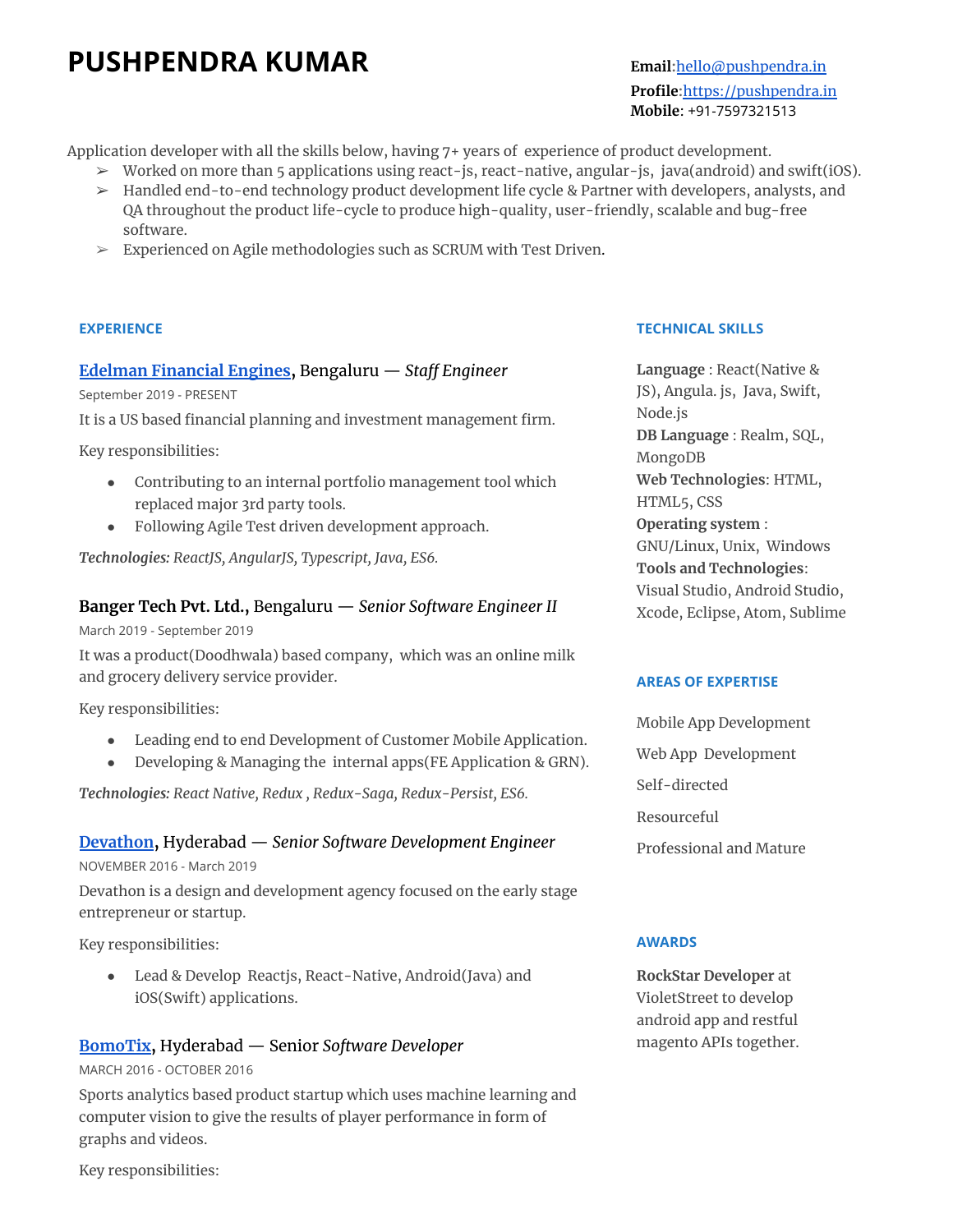# PUSHPENDRA KUMAR

**Email**:[hello@pushpendra.in](mailto:hello@pushpendra.in)
**Profile**:[https://pushpendra.in](https://pushpendra.in)
**Mobile**: +91-7597321513

Application developer with all the skills below, having 7+ years of experience of product development.

- Worked on more than 5 applications using react-js, react-native, angular-js, java(android) and swift(iOS).
- Handled end-to-end technology product development life cycle & Partner with developers, analysts, and QA throughout the product life-cycle to produce high-quality, user-friendly, scalable and bug-free software.
- Experienced on Agile methodologies such as SCRUM with Test Driven.

## EXPERIENCE

### Edelman Financial Engines, Bengaluru — *Staff Engineer*

September 2019 - PRESENT

It is a US based financial planning and investment management firm.

Key responsibilities:

- Contributing to an internal portfolio management tool which replaced major 3rd party tools.
- Following Agile Test driven development approach.

***Technologies:** ReactJS, AngularJS, Typescript, Java, ES6.*

### Banger Tech Pvt. Ltd., Bengaluru — *Senior Software Engineer II*

March 2019 - September 2019

It was a product(Doodhwala) based company, which was an online milk and grocery delivery service provider.

Key responsibilities:

- Leading end to end Development of Customer Mobile Application.
- Developing & Managing the internal apps(FE Application & GRN).

***Technologies:** React Native, Redux , Redux-Saga, Redux-Persist, ES6.*

### Devathon, Hyderabad — *Senior Software Development Engineer*

NOVEMBER 2016 - March 2019

Devathon is a design and development agency focused on the early stage entrepreneur or startup.

Key responsibilities:

- Lead & Develop Reactjs, React-Native, Android(Java) and iOS(Swift) applications.

### BomoTix, Hyderabad — Senior *Software Developer*

MARCH 2016 - OCTOBER 2016

Sports analytics based product startup which uses machine learning and computer vision to give the results of player performance in form of graphs and videos.

Key responsibilities:

## TECHNICAL SKILLS

**Language** : React(Native & JS), Angula. js, Java, Swift, Node.js
**DB Language** : Realm, SQL, MongoDB
**Web Technologies**: HTML, HTML5, CSS
**Operating system** : GNU/Linux, Unix, Windows
**Tools and Technologies**: Visual Studio, Android Studio, Xcode, Eclipse, Atom, Sublime

## AREAS OF EXPERTISE

Mobile App Development

Web App Development

Self-directed

Resourceful

Professional and Mature

## AWARDS

**RockStar Developer** at VioletStreet to develop android app and restful magento APIs together.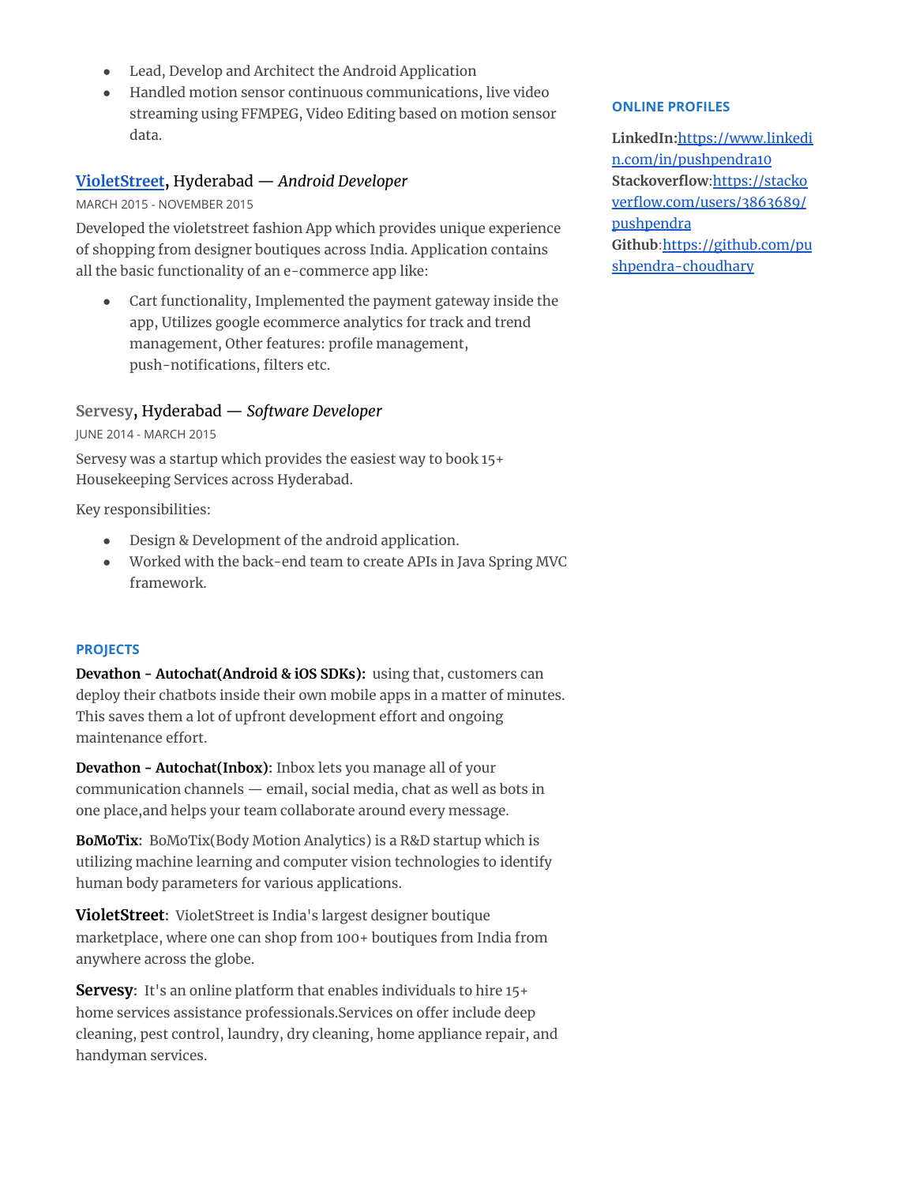- Lead, Develop and Architect the Android Application
- Handled motion sensor continuous communications, live video streaming using FFMPEG, Video Editing based on motion sensor data.

### [VioletStreet](), Hyderabad — *Android Developer*

MARCH 2015 - NOVEMBER 2015

Developed the violetstreet fashion App which provides unique experience of shopping from designer boutiques across India. Application contains all the basic functionality of an e-commerce app like:

- Cart functionality, Implemented the payment gateway inside the app, Utilizes google ecommerce analytics for track and trend management, Other features: profile management, push-notifications, filters etc.

### Servesy, Hyderabad — *Software Developer*

JUNE 2014 - MARCH 2015

Servesy was a startup which provides the easiest way to book 15+ Housekeeping Services across Hyderabad.

Key responsibilities:

- Design & Development of the android application.
- Worked with the back-end team to create APIs in Java Spring MVC framework.

## PROJECTS

**Devathon - Autochat(Android & iOS SDKs):** using that, customers can deploy their chatbots inside their own mobile apps in a matter of minutes. This saves them a lot of upfront development effort and ongoing maintenance effort.

**Devathon - Autochat(Inbox):** Inbox lets you manage all of your communication channels — email, social media, chat as well as bots in one place,and helps your team collaborate around every message.

**BoMoTix**: BoMoTix(Body Motion Analytics) is a R&D startup which is utilizing machine learning and computer vision technologies to identify human body parameters for various applications.

**VioletStreet**: VioletStreet is India's largest designer boutique marketplace, where one can shop from 100+ boutiques from India from anywhere across the globe.

**Servesy**: It's an online platform that enables individuals to hire 15+ home services assistance professionals.Services on offer include deep cleaning, pest control, laundry, dry cleaning, home appliance repair, and handyman services.

## ONLINE PROFILES

**LinkedIn:**[https://www.linkedin.com/in/pushpendra10](https://www.linkedin.com/in/pushpendra10)
**Stackoverflow**:[https://stackoverflow.com/users/3863689/pushpendra](https://stackoverflow.com/users/3863689/pushpendra)
**Github**:[https://github.com/pushpendra-choudhary](https://github.com/pushpendra-choudhary)